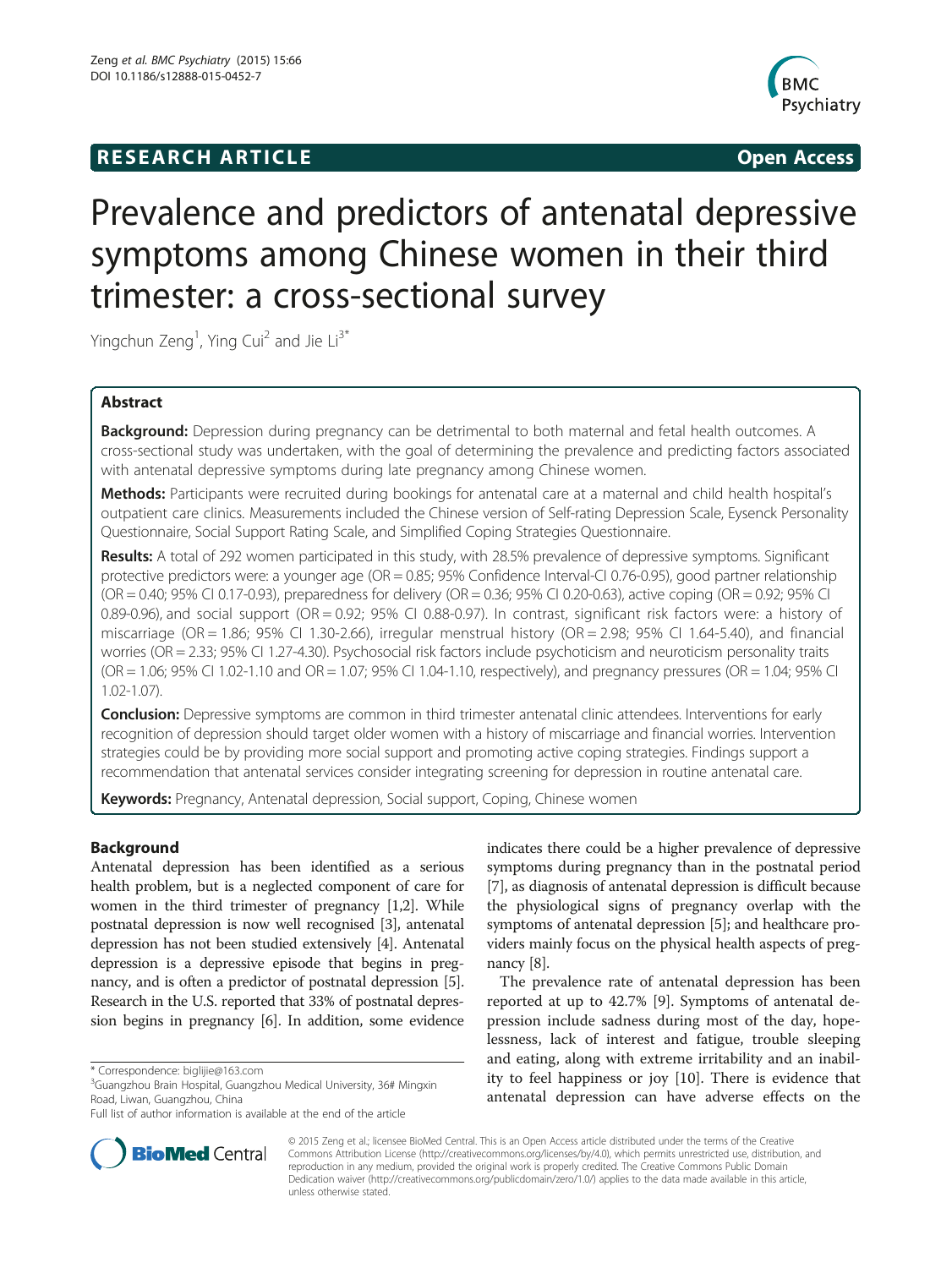**RESEARCH ARTICLE** **Open Access**

# Prevalence and predictors of antenatal depressive symptoms among Chinese women in their third trimester: a cross-sectional survey

Yingchun Zeng[1], Ying Cui[2] and Jie Li[3*]

## Abstract

**Background:** Depression during pregnancy can be detrimental to both maternal and fetal health outcomes. A cross-sectional study was undertaken, with the goal of determining the prevalence and predicting factors associated with antenatal depressive symptoms during late pregnancy among Chinese women.

**Methods:** Participants were recruited during bookings for antenatal care at a maternal and child health hospital's outpatient care clinics. Measurements included the Chinese version of Self-rating Depression Scale, Eysenck Personality Questionnaire, Social Support Rating Scale, and Simplified Coping Strategies Questionnaire.

**Results:** A total of 292 women participated in this study, with 28.5% prevalence of depressive symptoms. Significant protective predictors were: a younger age (OR = 0.85; 95% Confidence Interval-CI 0.76-0.95), good partner relationship (OR = 0.40; 95% CI 0.17-0.93), preparedness for delivery (OR = 0.36; 95% CI 0.20-0.63), active coping (OR = 0.92; 95% CI 0.89-0.96), and social support (OR = 0.92; 95% CI 0.88-0.97). In contrast, significant risk factors were: a history of miscarriage (OR = 1.86; 95% CI 1.30-2.66), irregular menstrual history (OR = 2.98; 95% CI 1.64-5.40), and financial worries (OR = 2.33; 95% CI 1.27-4.30). Psychosocial risk factors include psychoticism and neuroticism personality traits (OR = 1.06; 95% CI 1.02-1.10 and OR = 1.07; 95% CI 1.04-1.10, respectively), and pregnancy pressures (OR = 1.04; 95% CI 1.02-1.07).

**Conclusion:** Depressive symptoms are common in third trimester antenatal clinic attendees. Interventions for early recognition of depression should target older women with a history of miscarriage and financial worries. Intervention strategies could be by providing more social support and promoting active coping strategies. Findings support a recommendation that antenatal services consider integrating screening for depression in routine antenatal care.

**Keywords:** Pregnancy, Antenatal depression, Social support, Coping, Chinese women

## Background

Antenatal depression has been identified as a serious health problem, but is a neglected component of care for women in the third trimester of pregnancy [1,2]. While postnatal depression is now well recognised [3], antenatal depression has not been studied extensively [4]. Antenatal depression is a depressive episode that begins in pregnancy, and is often a predictor of postnatal depression [5]. Research in the U.S. reported that 33% of postnatal depression begins in pregnancy [6]. In addition, some evidence indicates there could be a higher prevalence of depressive symptoms during pregnancy than in the postnatal period [7], as diagnosis of antenatal depression is difficult because the physiological signs of pregnancy overlap with the symptoms of antenatal depression [5]; and healthcare providers mainly focus on the physical health aspects of pregnancy [8].

The prevalence rate of antenatal depression has been reported at up to 42.7% [9]. Symptoms of antenatal depression include sadness during most of the day, hopelessness, lack of interest and fatigue, trouble sleeping and eating, along with extreme irritability and an inability to feel happiness or joy [10]. There is evidence that antenatal depression can have adverse effects on the

\* Correspondence: biglijie@163.com
[3]Guangzhou Brain Hospital, Guangzhou Medical University, 36# Mingxin Road, Liwan, Guangzhou, China
Full list of author information is available at the end of the article

© 2015 Zeng et al.; licensee BioMed Central. This is an Open Access article distributed under the terms of the Creative Commons Attribution License (http://creativecommons.org/licenses/by/4.0), which permits unrestricted use, distribution, and reproduction in any medium, provided the original work is properly credited. The Creative Commons Public Domain Dedication waiver (http://creativecommons.org/publicdomain/zero/1.0/) applies to the data made available in this article, unless otherwise stated.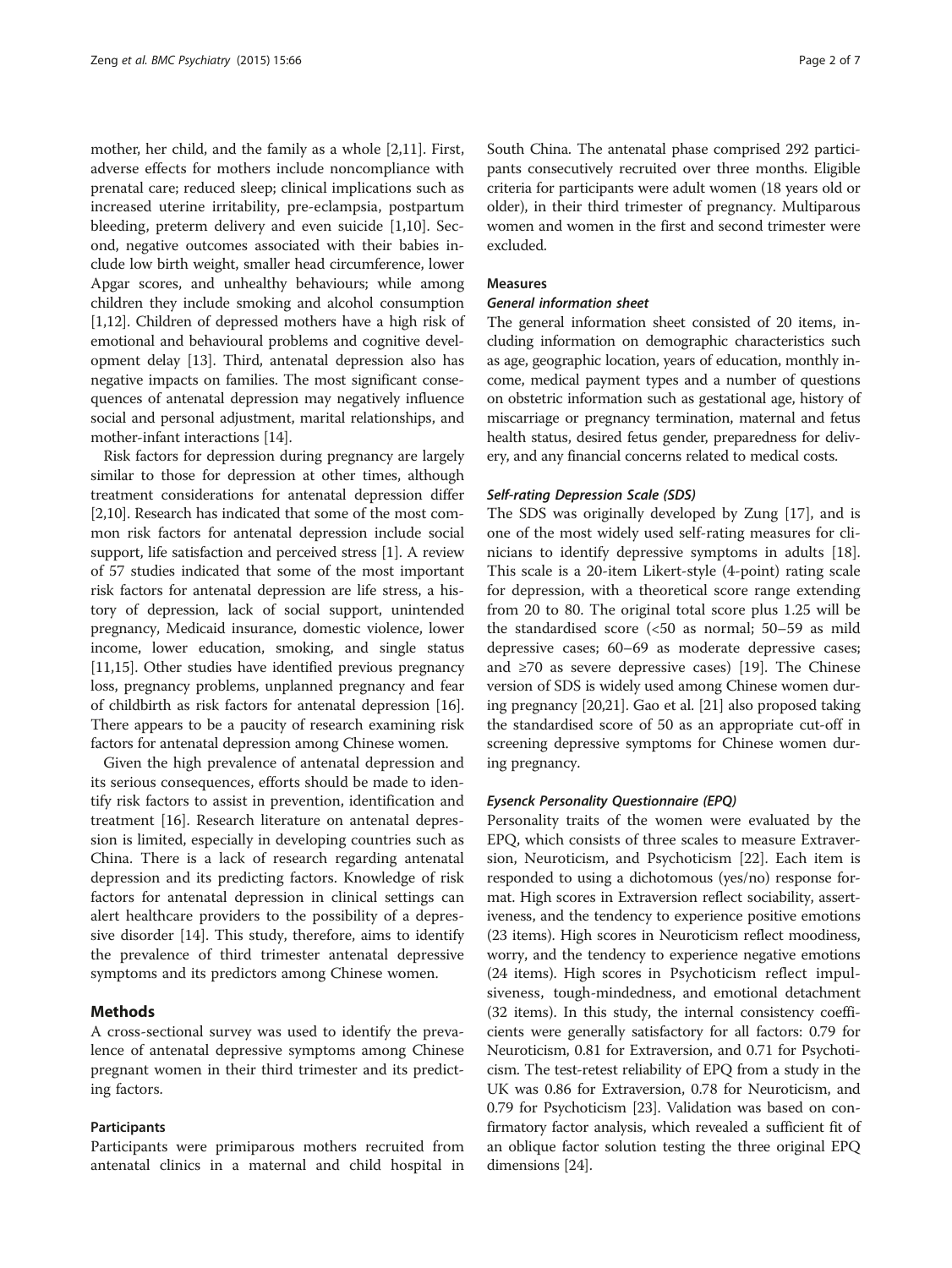mother, her child, and the family as a whole [2,11]. First, adverse effects for mothers include noncompliance with prenatal care; reduced sleep; clinical implications such as increased uterine irritability, pre-eclampsia, postpartum bleeding, preterm delivery and even suicide [1,10]. Second, negative outcomes associated with their babies include low birth weight, smaller head circumference, lower Apgar scores, and unhealthy behaviours; while among children they include smoking and alcohol consumption [1,12]. Children of depressed mothers have a high risk of emotional and behavioural problems and cognitive development delay [13]. Third, antenatal depression also has negative impacts on families. The most significant consequences of antenatal depression may negatively influence social and personal adjustment, marital relationships, and mother-infant interactions [14].

Risk factors for depression during pregnancy are largely similar to those for depression at other times, although treatment considerations for antenatal depression differ [2,10]. Research has indicated that some of the most common risk factors for antenatal depression include social support, life satisfaction and perceived stress [1]. A review of 57 studies indicated that some of the most important risk factors for antenatal depression are life stress, a history of depression, lack of social support, unintended pregnancy, Medicaid insurance, domestic violence, lower income, lower education, smoking, and single status [11,15]. Other studies have identified previous pregnancy loss, pregnancy problems, unplanned pregnancy and fear of childbirth as risk factors for antenatal depression [16]. There appears to be a paucity of research examining risk factors for antenatal depression among Chinese women.

Given the high prevalence of antenatal depression and its serious consequences, efforts should be made to identify risk factors to assist in prevention, identification and treatment [16]. Research literature on antenatal depression is limited, especially in developing countries such as China. There is a lack of research regarding antenatal depression and its predicting factors. Knowledge of risk factors for antenatal depression in clinical settings can alert healthcare providers to the possibility of a depressive disorder [14]. This study, therefore, aims to identify the prevalence of third trimester antenatal depressive symptoms and its predictors among Chinese women.

## Methods

A cross-sectional survey was used to identify the prevalence of antenatal depressive symptoms among Chinese pregnant women in their third trimester and its predicting factors.

### Participants

Participants were primiparous mothers recruited from antenatal clinics in a maternal and child hospital in South China. The antenatal phase comprised 292 participants consecutively recruited over three months. Eligible criteria for participants were adult women (18 years old or older), in their third trimester of pregnancy. Multiparous women and women in the first and second trimester were excluded.

### Measures

#### *General information sheet*

The general information sheet consisted of 20 items, including information on demographic characteristics such as age, geographic location, years of education, monthly income, medical payment types and a number of questions on obstetric information such as gestational age, history of miscarriage or pregnancy termination, maternal and fetus health status, desired fetus gender, preparedness for delivery, and any financial concerns related to medical costs.

#### *Self-rating Depression Scale (SDS)*

The SDS was originally developed by Zung [17], and is one of the most widely used self-rating measures for clinicians to identify depressive symptoms in adults [18]. This scale is a 20-item Likert-style (4-point) rating scale for depression, with a theoretical score range extending from 20 to 80. The original total score plus 1.25 will be the standardised score (<50 as normal; 50–59 as mild depressive cases; 60–69 as moderate depressive cases; and ≥70 as severe depressive cases) [19]. The Chinese version of SDS is widely used among Chinese women during pregnancy [20,21]. Gao et al. [21] also proposed taking the standardised score of 50 as an appropriate cut-off in screening depressive symptoms for Chinese women during pregnancy.

#### *Eysenck Personality Questionnaire (EPQ)*

Personality traits of the women were evaluated by the EPQ, which consists of three scales to measure Extraversion, Neuroticism, and Psychoticism [22]. Each item is responded to using a dichotomous (yes/no) response format. High scores in Extraversion reflect sociability, assertiveness, and the tendency to experience positive emotions (23 items). High scores in Neuroticism reflect moodiness, worry, and the tendency to experience negative emotions (24 items). High scores in Psychoticism reflect impulsiveness, tough-mindedness, and emotional detachment (32 items). In this study, the internal consistency coefficients were generally satisfactory for all factors: 0.79 for Neuroticism, 0.81 for Extraversion, and 0.71 for Psychoticism. The test-retest reliability of EPQ from a study in the UK was 0.86 for Extraversion, 0.78 for Neuroticism, and 0.79 for Psychoticism [23]. Validation was based on confirmatory factor analysis, which revealed a sufficient fit of an oblique factor solution testing the three original EPQ dimensions [24].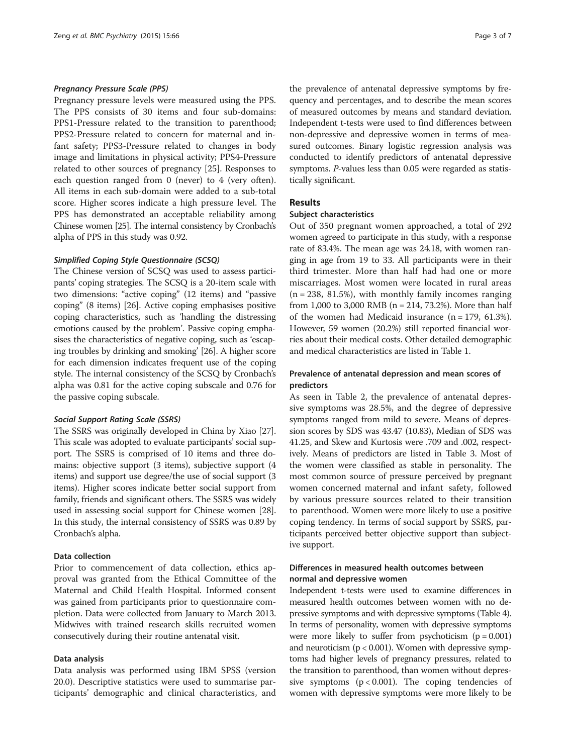#### *Pregnancy Pressure Scale (PPS)*

Pregnancy pressure levels were measured using the PPS. The PPS consists of 30 items and four sub-domains: PPS1-Pressure related to the transition to parenthood; PPS2-Pressure related to concern for maternal and infant safety; PPS3-Pressure related to changes in body image and limitations in physical activity; PPS4-Pressure related to other sources of pregnancy [25]. Responses to each question ranged from 0 (never) to 4 (very often). All items in each sub-domain were added to a sub-total score. Higher scores indicate a high pressure level. The PPS has demonstrated an acceptable reliability among Chinese women [25]. The internal consistency by Cronbach's alpha of PPS in this study was 0.92.

#### *Simplified Coping Style Questionnaire (SCSQ)*

The Chinese version of SCSQ was used to assess participants' coping strategies. The SCSQ is a 20-item scale with two dimensions: "active coping" (12 items) and "passive coping" (8 items) [26]. Active coping emphasises positive coping characteristics, such as 'handling the distressing emotions caused by the problem'. Passive coping emphasises the characteristics of negative coping, such as 'escaping troubles by drinking and smoking' [26]. A higher score for each dimension indicates frequent use of the coping style. The internal consistency of the SCSQ by Cronbach's alpha was 0.81 for the active coping subscale and 0.76 for the passive coping subscale.

#### *Social Support Rating Scale (SSRS)*

The SSRS was originally developed in China by Xiao [27]. This scale was adopted to evaluate participants' social support. The SSRS is comprised of 10 items and three domains: objective support (3 items), subjective support (4 items) and support use degree/the use of social support (3 items). Higher scores indicate better social support from family, friends and significant others. The SSRS was widely used in assessing social support for Chinese women [28]. In this study, the internal consistency of SSRS was 0.89 by Cronbach's alpha.

### Data collection

Prior to commencement of data collection, ethics approval was granted from the Ethical Committee of the Maternal and Child Health Hospital. Informed consent was gained from participants prior to questionnaire completion. Data were collected from January to March 2013. Midwives with trained research skills recruited women consecutively during their routine antenatal visit.

### Data analysis

Data analysis was performed using IBM SPSS (version 20.0). Descriptive statistics were used to summarise participants' demographic and clinical characteristics, and the prevalence of antenatal depressive symptoms by frequency and percentages, and to describe the mean scores of measured outcomes by means and standard deviation. Independent t-tests were used to find differences between non-depressive and depressive women in terms of measured outcomes. Binary logistic regression analysis was conducted to identify predictors of antenatal depressive symptoms. *P*-values less than 0.05 were regarded as statistically significant.

## Results

### Subject characteristics

Out of 350 pregnant women approached, a total of 292 women agreed to participate in this study, with a response rate of 83.4%. The mean age was 24.18, with women ranging in age from 19 to 33. All participants were in their third trimester. More than half had had one or more miscarriages. Most women were located in rural areas (n = 238, 81.5%), with monthly family incomes ranging from 1,000 to 3,000 RMB (n = 214, 73.2%). More than half of the women had Medicaid insurance (n = 179, 61.3%). However, 59 women (20.2%) still reported financial worries about their medical costs. Other detailed demographic and medical characteristics are listed in Table 1.

### Prevalence of antenatal depression and mean scores of predictors

As seen in Table 2, the prevalence of antenatal depressive symptoms was 28.5%, and the degree of depressive symptoms ranged from mild to severe. Means of depression scores by SDS was 43.47 (10.83), Median of SDS was 41.25, and Skew and Kurtosis were .709 and .002, respectively. Means of predictors are listed in Table 3. Most of the women were classified as stable in personality. The most common source of pressure perceived by pregnant women concerned maternal and infant safety, followed by various pressure sources related to their transition to parenthood. Women were more likely to use a positive coping tendency. In terms of social support by SSRS, participants perceived better objective support than subjective support.

### Differences in measured health outcomes between normal and depressive women

Independent t-tests were used to examine differences in measured health outcomes between women with no depressive symptoms and with depressive symptoms (Table 4). In terms of personality, women with depressive symptoms were more likely to suffer from psychoticism ($p = 0.001$) and neuroticism ($p < 0.001$). Women with depressive symptoms had higher levels of pregnancy pressures, related to the transition to parenthood, than women without depressive symptoms ($p < 0.001$). The coping tendencies of women with depressive symptoms were more likely to be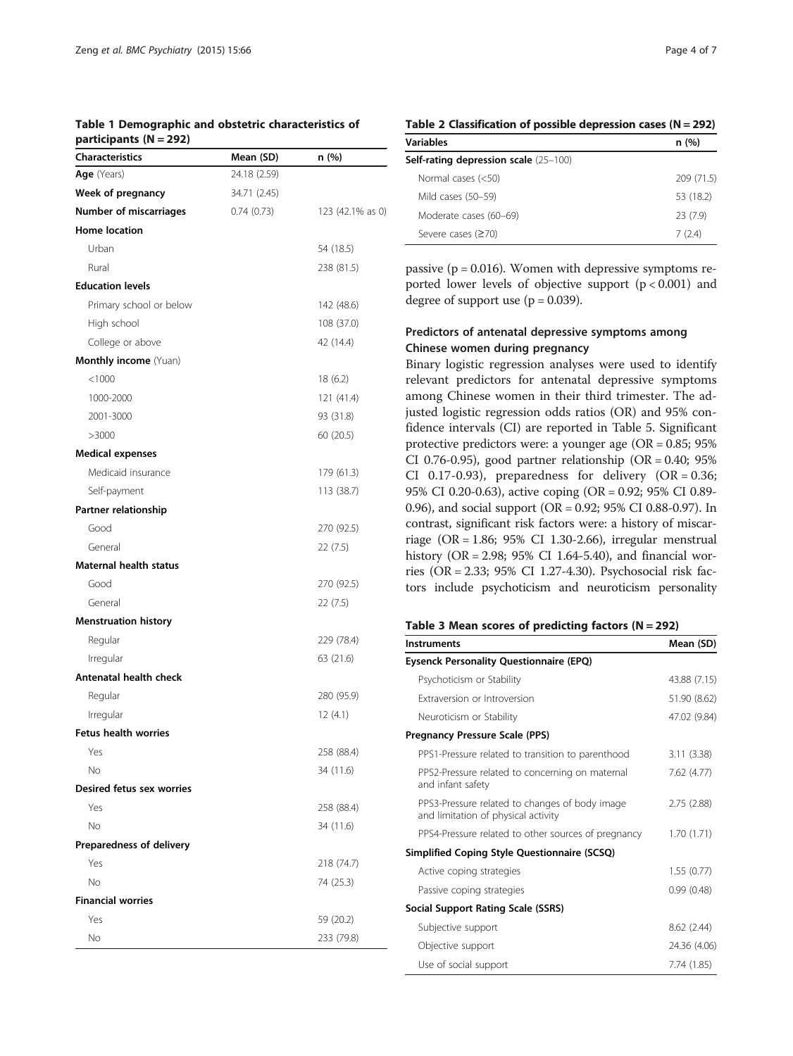**Table 1 Demographic and obstetric characteristics of participants (N = 292)**

| Characteristics | Mean (SD) | n (%) |
|---|---|---|
| **Age** (Years) | 24.18 (2.59) | |
| **Week of pregnancy** | 34.71 (2.45) | |
| **Number of miscarriages** | 0.74 (0.73) | 123 (42.1% as 0) |
| **Home location** | | |
| Urban | | 54 (18.5) |
| Rural | | 238 (81.5) |
| **Education levels** | | |
| Primary school or below | | 142 (48.6) |
| High school | | 108 (37.0) |
| College or above | | 42 (14.4) |
| **Monthly income** (Yuan) | | |
| <1000 | | 18 (6.2) |
| 1000-2000 | | 121 (41.4) |
| 2001-3000 | | 93 (31.8) |
| >3000 | | 60 (20.5) |
| **Medical expenses** | | |
| Medicaid insurance | | 179 (61.3) |
| Self-payment | | 113 (38.7) |
| **Partner relationship** | | |
| Good | | 270 (92.5) |
| General | | 22 (7.5) |
| **Maternal health status** | | |
| Good | | 270 (92.5) |
| General | | 22 (7.5) |
| **Menstruation history** | | |
| Regular | | 229 (78.4) |
| Irregular | | 63 (21.6) |
| **Antenatal health check** | | |
| Regular | | 280 (95.9) |
| Irregular | | 12 (4.1) |
| **Fetus health worries** | | |
| Yes | | 258 (88.4) |
| No | | 34 (11.6) |
| **Desired fetus sex worries** | | |
| Yes | | 258 (88.4) |
| No | | 34 (11.6) |
| **Preparedness of delivery** | | |
| Yes | | 218 (74.7) |
| No | | 74 (25.3) |
| **Financial worries** | | |
| Yes | | 59 (20.2) |
| No | | 233 (79.8) |

**Table 2 Classification of possible depression cases (N = 292)**

| Variables | n (%) |
|---|---|
| **Self-rating depression scale** (25–100) | |
| Normal cases (<50) | 209 (71.5) |
| Mild cases (50–59) | 53 (18.2) |
| Moderate cases (60–69) | 23 (7.9) |
| Severe cases (≥70) | 7 (2.4) |

passive ($p = 0.016$). Women with depressive symptoms reported lower levels of objective support ($p < 0.001$) and degree of support use ($p = 0.039$).

### Predictors of antenatal depressive symptoms among Chinese women during pregnancy

Binary logistic regression analyses were used to identify relevant predictors for antenatal depressive symptoms among Chinese women in their third trimester. The adjusted logistic regression odds ratios (OR) and 95% confidence intervals (CI) are reported in Table 5. Significant protective predictors were: a younger age (OR = 0.85; 95% CI 0.76-0.95), good partner relationship (OR = 0.40; 95% CI 0.17-0.93), preparedness for delivery (OR = 0.36; 95% CI 0.20-0.63), active coping (OR = 0.92; 95% CI 0.89-0.96), and social support (OR = 0.92; 95% CI 0.88-0.97). In contrast, significant risk factors were: a history of miscarriage (OR = 1.86; 95% CI 1.30-2.66), irregular menstrual history (OR = 2.98; 95% CI 1.64-5.40), and financial worries (OR = 2.33; 95% CI 1.27-4.30). Psychosocial risk factors include psychoticism and neuroticism personality

**Table 3 Mean scores of predicting factors (N = 292)**

| Instruments | Mean (SD) |
|---|---|
| **Eysenck Personality Questionnaire (EPQ)** | |
| Psychoticism or Stability | 43.88 (7.15) |
| Extraversion or Introversion | 51.90 (8.62) |
| Neuroticism or Stability | 47.02 (9.84) |
| **Pregnancy Pressure Scale (PPS)** | |
| PPS1-Pressure related to transition to parenthood | 3.11 (3.38) |
| PPS2-Pressure related to concerning on maternal and infant safety | 7.62 (4.77) |
| PPS3-Pressure related to changes of body image and limitation of physical activity | 2.75 (2.88) |
| PPS4-Pressure related to other sources of pregnancy | 1.70 (1.71) |
| **Simplified Coping Style Questionnaire (SCSQ)** | |
| Active coping strategies | 1.55 (0.77) |
| Passive coping strategies | 0.99 (0.48) |
| **Social Support Rating Scale (SSRS)** | |
| Subjective support | 8.62 (2.44) |
| Objective support | 24.36 (4.06) |
| Use of social support | 7.74 (1.85) |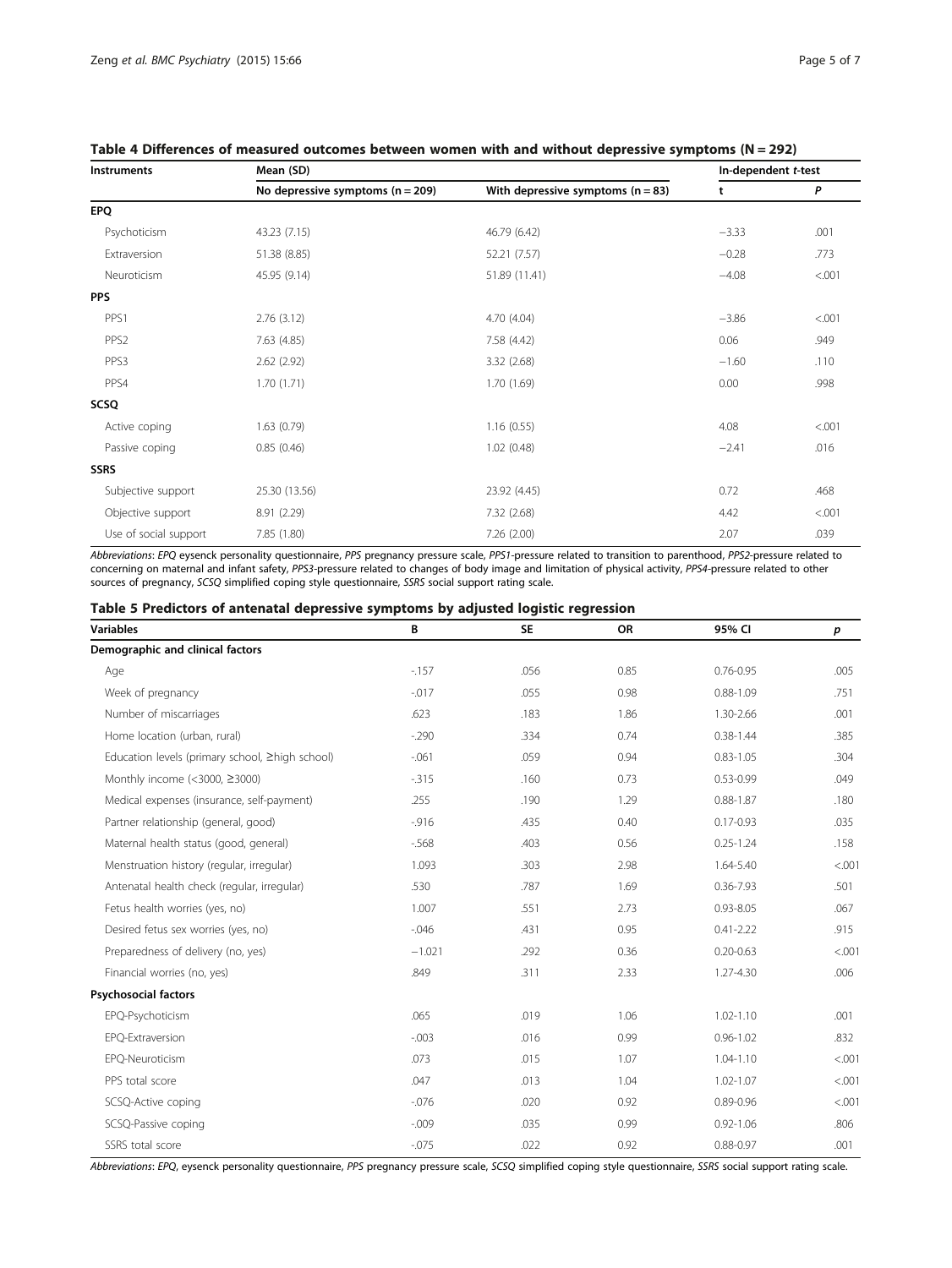**Table 4 Differences of measured outcomes between women with and without depressive symptoms (N = 292)**

| Instruments | Mean (SD) | | In-dependent *t*-test | |
|---|---|---|---|---|
| | No depressive symptoms (n = 209) | With depressive symptoms (n = 83) | t | *P* |
| **EPQ** | | | | |
| Psychoticism | 43.23 (7.15) | 46.79 (6.42) | −3.33 | .001 |
| Extraversion | 51.38 (8.85) | 52.21 (7.57) | −0.28 | .773 |
| Neuroticism | 45.95 (9.14) | 51.89 (11.41) | −4.08 | <.001 |
| **PPS** | | | | |
| PPS1 | 2.76 (3.12) | 4.70 (4.04) | −3.86 | <.001 |
| PPS2 | 7.63 (4.85) | 7.58 (4.42) | 0.06 | .949 |
| PPS3 | 2.62 (2.92) | 3.32 (2.68) | −1.60 | .110 |
| PPS4 | 1.70 (1.71) | 1.70 (1.69) | 0.00 | .998 |
| **SCSQ** | | | | |
| Active coping | 1.63 (0.79) | 1.16 (0.55) | 4.08 | <.001 |
| Passive coping | 0.85 (0.46) | 1.02 (0.48) | −2.41 | .016 |
| **SSRS** | | | | |
| Subjective support | 25.30 (13.56) | 23.92 (4.45) | 0.72 | .468 |
| Objective support | 8.91 (2.29) | 7.32 (2.68) | 4.42 | <.001 |
| Use of social support | 7.85 (1.80) | 7.26 (2.00) | 2.07 | .039 |

*Abbreviations*: *EPQ* eysenck personality questionnaire, *PPS* pregnancy pressure scale, *PPS1*-pressure related to transition to parenthood, *PPS2*-pressure related to concerning on maternal and infant safety, *PPS3*-pressure related to changes of body image and limitation of physical activity, *PPS4*-pressure related to other sources of pregnancy, *SCSQ* simplified coping style questionnaire, *SSRS* social support rating scale.

**Table 5 Predictors of antenatal depressive symptoms by adjusted logistic regression**

| Variables | B | SE | OR | 95% CI | *p* |
|---|---|---|---|---|---|
| **Demographic and clinical factors** | | | | | |
| Age | -.157 | .056 | 0.85 | 0.76-0.95 | .005 |
| Week of pregnancy | -.017 | .055 | 0.98 | 0.88-1.09 | .751 |
| Number of miscarriages | .623 | .183 | 1.86 | 1.30-2.66 | .001 |
| Home location (urban, rural) | -.290 | .334 | 0.74 | 0.38-1.44 | .385 |
| Education levels (primary school, ≥high school) | -.061 | .059 | 0.94 | 0.83-1.05 | .304 |
| Monthly income (<3000, ≥3000) | -.315 | .160 | 0.73 | 0.53-0.99 | .049 |
| Medical expenses (insurance, self-payment) | .255 | .190 | 1.29 | 0.88-1.87 | .180 |
| Partner relationship (general, good) | -.916 | .435 | 0.40 | 0.17-0.93 | .035 |
| Maternal health status (good, general) | -.568 | .403 | 0.56 | 0.25-1.24 | .158 |
| Menstruation history (regular, irregular) | 1.093 | .303 | 2.98 | 1.64-5.40 | <.001 |
| Antenatal health check (regular, irregular) | .530 | .787 | 1.69 | 0.36-7.93 | .501 |
| Fetus health worries (yes, no) | 1.007 | .551 | 2.73 | 0.93-8.05 | .067 |
| Desired fetus sex worries (yes, no) | -.046 | .431 | 0.95 | 0.41-2.22 | .915 |
| Preparedness of delivery (no, yes) | −1.021 | .292 | 0.36 | 0.20-0.63 | <.001 |
| Financial worries (no, yes) | .849 | .311 | 2.33 | 1.27-4.30 | .006 |
| **Psychosocial factors** | | | | | |
| EPQ-Psychoticism | .065 | .019 | 1.06 | 1.02-1.10 | .001 |
| EPQ-Extraversion | -.003 | .016 | 0.99 | 0.96-1.02 | .832 |
| EPQ-Neuroticism | .073 | .015 | 1.07 | 1.04-1.10 | <.001 |
| PPS total score | .047 | .013 | 1.04 | 1.02-1.07 | <.001 |
| SCSQ-Active coping | -.076 | .020 | 0.92 | 0.89-0.96 | <.001 |
| SCSQ-Passive coping | -.009 | .035 | 0.99 | 0.92-1.06 | .806 |
| SSRS total score | -.075 | .022 | 0.92 | 0.88-0.97 | .001 |

*Abbreviations*: *EPQ*, eysenck personality questionnaire, *PPS* pregnancy pressure scale, *SCSQ* simplified coping style questionnaire, *SSRS* social support rating scale.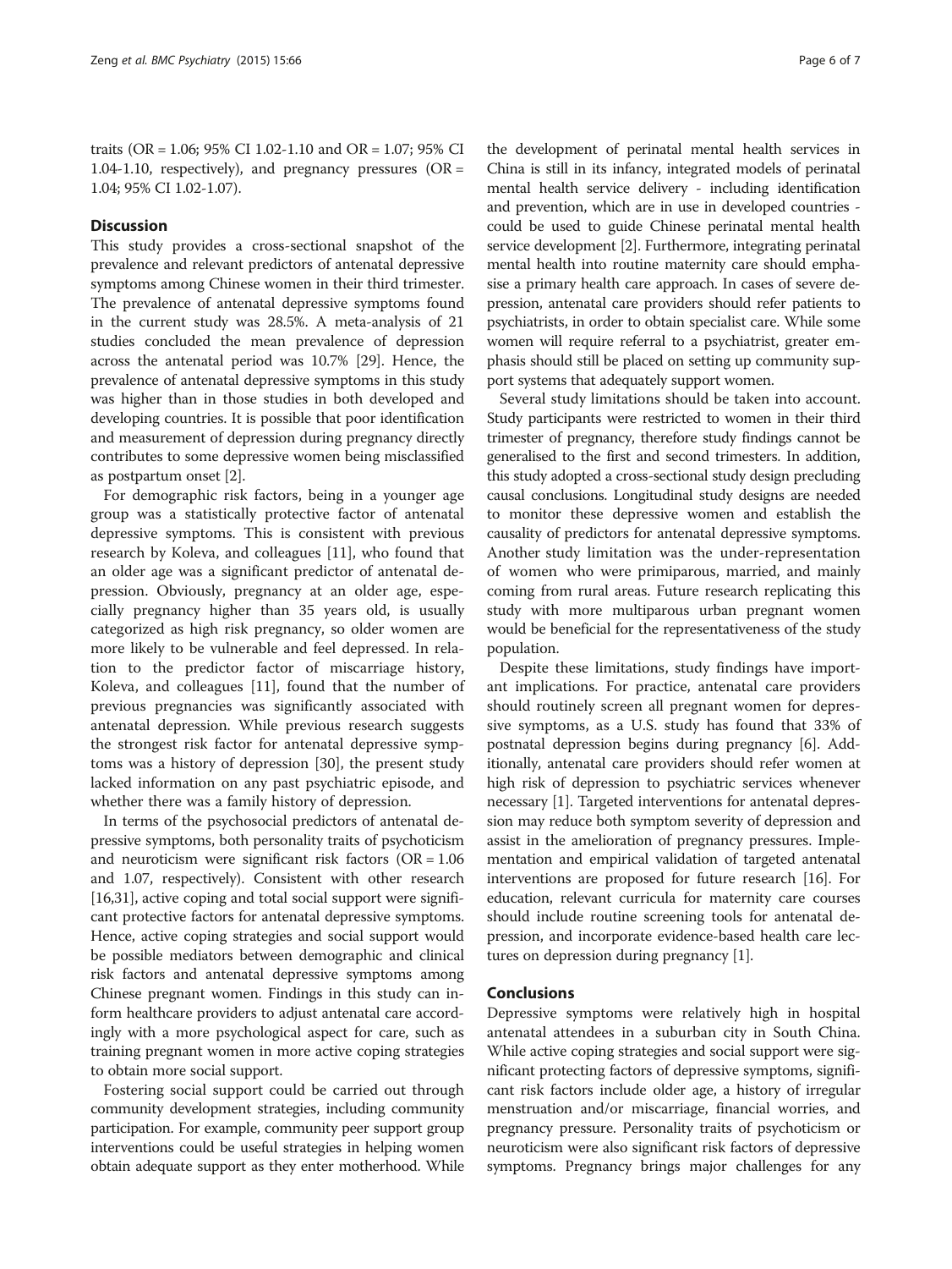traits (OR = 1.06; 95% CI 1.02-1.10 and OR = 1.07; 95% CI 1.04-1.10, respectively), and pregnancy pressures (OR = 1.04; 95% CI 1.02-1.07).

## Discussion

This study provides a cross-sectional snapshot of the prevalence and relevant predictors of antenatal depressive symptoms among Chinese women in their third trimester. The prevalence of antenatal depressive symptoms found in the current study was 28.5%. A meta-analysis of 21 studies concluded the mean prevalence of depression across the antenatal period was 10.7% [29]. Hence, the prevalence of antenatal depressive symptoms in this study was higher than in those studies in both developed and developing countries. It is possible that poor identification and measurement of depression during pregnancy directly contributes to some depressive women being misclassified as postpartum onset [2].

For demographic risk factors, being in a younger age group was a statistically protective factor of antenatal depressive symptoms. This is consistent with previous research by Koleva, and colleagues [11], who found that an older age was a significant predictor of antenatal depression. Obviously, pregnancy at an older age, especially pregnancy higher than 35 years old, is usually categorized as high risk pregnancy, so older women are more likely to be vulnerable and feel depressed. In relation to the predictor factor of miscarriage history, Koleva, and colleagues [11], found that the number of previous pregnancies was significantly associated with antenatal depression. While previous research suggests the strongest risk factor for antenatal depressive symptoms was a history of depression [30], the present study lacked information on any past psychiatric episode, and whether there was a family history of depression.

In terms of the psychosocial predictors of antenatal depressive symptoms, both personality traits of psychoticism and neuroticism were significant risk factors (OR = 1.06 and 1.07, respectively). Consistent with other research [16,31], active coping and total social support were significant protective factors for antenatal depressive symptoms. Hence, active coping strategies and social support would be possible mediators between demographic and clinical risk factors and antenatal depressive symptoms among Chinese pregnant women. Findings in this study can inform healthcare providers to adjust antenatal care accordingly with a more psychological aspect for care, such as training pregnant women in more active coping strategies to obtain more social support.

Fostering social support could be carried out through community development strategies, including community participation. For example, community peer support group interventions could be useful strategies in helping women obtain adequate support as they enter motherhood. While the development of perinatal mental health services in China is still in its infancy, integrated models of perinatal mental health service delivery - including identification and prevention, which are in use in developed countries - could be used to guide Chinese perinatal mental health service development [2]. Furthermore, integrating perinatal mental health into routine maternity care should emphasise a primary health care approach. In cases of severe depression, antenatal care providers should refer patients to psychiatrists, in order to obtain specialist care. While some women will require referral to a psychiatrist, greater emphasis should still be placed on setting up community support systems that adequately support women.

Several study limitations should be taken into account. Study participants were restricted to women in their third trimester of pregnancy, therefore study findings cannot be generalised to the first and second trimesters. In addition, this study adopted a cross-sectional study design precluding causal conclusions. Longitudinal study designs are needed to monitor these depressive women and establish the causality of predictors for antenatal depressive symptoms. Another study limitation was the under-representation of women who were primiparous, married, and mainly coming from rural areas. Future research replicating this study with more multiparous urban pregnant women would be beneficial for the representativeness of the study population.

Despite these limitations, study findings have important implications. For practice, antenatal care providers should routinely screen all pregnant women for depressive symptoms, as a U.S. study has found that 33% of postnatal depression begins during pregnancy [6]. Additionally, antenatal care providers should refer women at high risk of depression to psychiatric services whenever necessary [1]. Targeted interventions for antenatal depression may reduce both symptom severity of depression and assist in the amelioration of pregnancy pressures. Implementation and empirical validation of targeted antenatal interventions are proposed for future research [16]. For education, relevant curricula for maternity care courses should include routine screening tools for antenatal depression, and incorporate evidence-based health care lectures on depression during pregnancy [1].

## Conclusions

Depressive symptoms were relatively high in hospital antenatal attendees in a suburban city in South China. While active coping strategies and social support were significant protecting factors of depressive symptoms, significant risk factors include older age, a history of irregular menstruation and/or miscarriage, financial worries, and pregnancy pressure. Personality traits of psychoticism or neuroticism were also significant risk factors of depressive symptoms. Pregnancy brings major challenges for any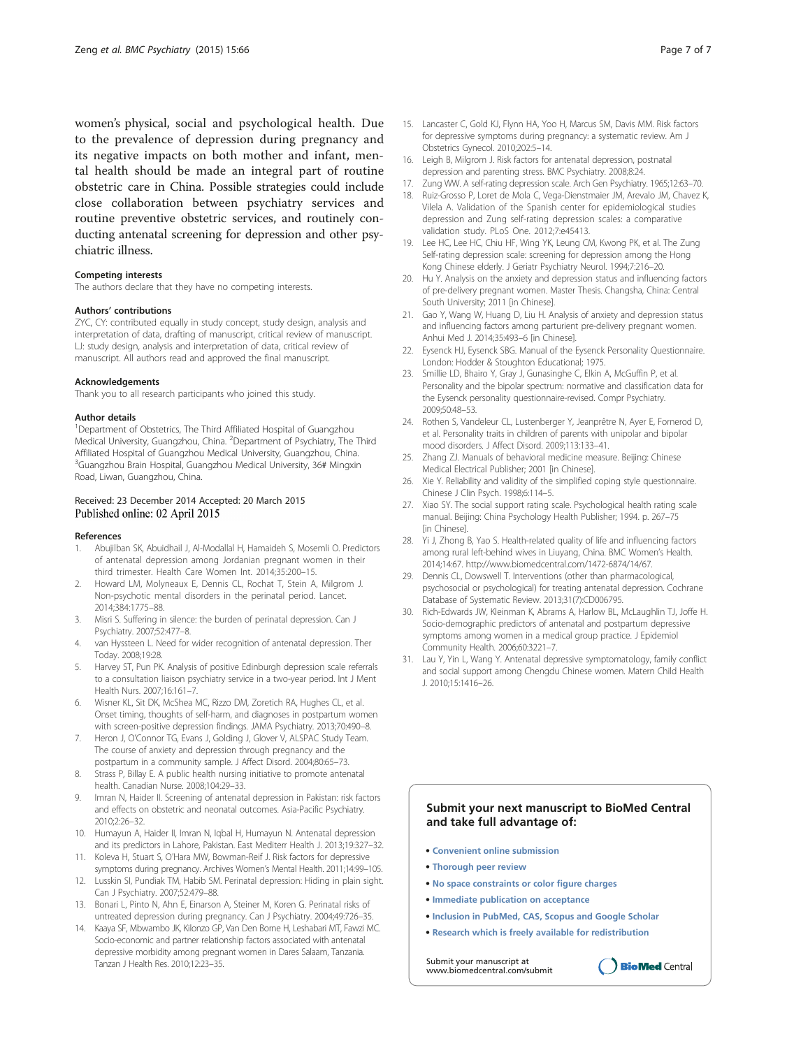women's physical, social and psychological health. Due to the prevalence of depression during pregnancy and its negative impacts on both mother and infant, mental health should be made an integral part of routine obstetric care in China. Possible strategies could include close collaboration between psychiatry services and routine preventive obstetric services, and routinely conducting antenatal screening for depression and other psychiatric illness.

### Competing interests

The authors declare that they have no competing interests.

### Authors' contributions

ZYC, CY: contributed equally in study concept, study design, analysis and interpretation of data, drafting of manuscript, critical review of manuscript. LJ: study design, analysis and interpretation of data, critical review of manuscript. All authors read and approved the final manuscript.

### Acknowledgements

Thank you to all research participants who joined this study.

### Author details

[1]Department of Obstetrics, The Third Affiliated Hospital of Guangzhou Medical University, Guangzhou, China. [2]Department of Psychiatry, The Third Affiliated Hospital of Guangzhou Medical University, Guangzhou, China. [3]Guangzhou Brain Hospital, Guangzhou Medical University, 36# Mingxin Road, Liwan, Guangzhou, China.

Received: 23 December 2014 Accepted: 20 March 2015
Published online: 02 April 2015

### References

1. Abujilban SK, Abuidhail J, Al-Modallal H, Hamaideh S, Mosemli O. Predictors of antenatal depression among Jordanian pregnant women in their third trimester. Health Care Women Int. 2014;35:200–15.
2. Howard LM, Molyneaux E, Dennis CL, Rochat T, Stein A, Milgrom J. Non-psychotic mental disorders in the perinatal period. Lancet. 2014;384:1775–88.
3. Misri S. Suffering in silence: the burden of perinatal depression. Can J Psychiatry. 2007;52:477–8.
4. van Hyssteen L. Need for wider recognition of antenatal depression. Ther Today. 2008;19:28.
5. Harvey ST, Pun PK. Analysis of positive Edinburgh depression scale referrals to a consultation liaison psychiatry service in a two-year period. Int J Ment Health Nurs. 2007;16:161–7.
6. Wisner KL, Sit DK, McShea MC, Rizzo DM, Zoretich RA, Hughes CL, et al. Onset timing, thoughts of self-harm, and diagnoses in postpartum women with screen-positive depression findings. JAMA Psychiatry. 2013;70:490–8.
7. Heron J, O'Connor TG, Evans J, Golding J, Glover V, ALSPAC Study Team. The course of anxiety and depression through pregnancy and the postpartum in a community sample. J Affect Disord. 2004;80:65–73.
8. Strass P, Billay E. A public health nursing initiative to promote antenatal health. Canadian Nurse. 2008;104:29–33.
9. Imran N, Haider II. Screening of antenatal depression in Pakistan: risk factors and effects on obstetric and neonatal outcomes. Asia-Pacific Psychiatry. 2010;2:26–32.
10. Humayun A, Haider II, Imran N, Iqbal H, Humayun N. Antenatal depression and its predictors in Lahore, Pakistan. East Mediterr Health J. 2013;19:327–32.
11. Koleva H, Stuart S, O'Hara MW, Bowman-Reif J. Risk factors for depressive symptoms during pregnancy. Archives Women's Mental Health. 2011;14:99–105.
12. Lusskin SI, Pundiak TM, Habib SM. Perinatal depression: Hiding in plain sight. Can J Psychiatry. 2007;52:479–88.
13. Bonari L, Pinto N, Ahn E, Einarson A, Steiner M, Koren G. Perinatal risks of untreated depression during pregnancy. Can J Psychiatry. 2004;49:726–35.
14. Kaaya SF, Mbwambo JK, Kilonzo GP, Van Den Borne H, Leshabari MT, Fawzi MC. Socio-economic and partner relationship factors associated with antenatal depressive morbidity among pregnant women in Dares Salaam, Tanzania. Tanzan J Health Res. 2010;12:23–35.
15. Lancaster C, Gold KJ, Flynn HA, Yoo H, Marcus SM, Davis MM. Risk factors for depressive symptoms during pregnancy: a systematic review. Am J Obstetrics Gynecol. 2010;202:5–14.
16. Leigh B, Milgrom J. Risk factors for antenatal depression, postnatal depression and parenting stress. BMC Psychiatry. 2008;8:24.
17. Zung WW. A self-rating depression scale. Arch Gen Psychiatry. 1965;12:63–70.
18. Ruiz-Grosso P, Loret de Mola C, Vega-Dienstmaier JM, Arevalo JM, Chavez K, Vilela A. Validation of the Spanish center for epidemiological studies depression and Zung self-rating depression scales: a comparative validation study. PLoS One. 2012;7:e45413.
19. Lee HC, Lee HC, Chiu HF, Wing YK, Leung CM, Kwong PK, et al. The Zung Self-rating depression scale: screening for depression among the Hong Kong Chinese elderly. J Geriatr Psychiatry Neurol. 1994;7:216–20.
20. Hu Y. Analysis on the anxiety and depression status and influencing factors of pre-delivery pregnant women. Master Thesis. Changsha, China: Central South University; 2011 [in Chinese].
21. Gao Y, Wang W, Huang D, Liu H. Analysis of anxiety and depression status and influencing factors among parturient pre-delivery pregnant women. Anhui Med J. 2014;35:493–6 [in Chinese].
22. Eysenck HJ, Eysenck SBG. Manual of the Eysenck Personality Questionnaire. London: Hodder & Stoughton Educational; 1975.
23. Smillie LD, Bhairo Y, Gray J, Gunasinghe C, Elkin A, McGuffin P, et al. Personality and the bipolar spectrum: normative and classification data for the Eysenck personality questionnaire-revised. Compr Psychiatry. 2009;50:48–53.
24. Rothen S, Vandeleur CL, Lustenberger Y, Jeanprêtre N, Ayer E, Fornerod D, et al. Personality traits in children of parents with unipolar and bipolar mood disorders. J Affect Disord. 2009;113:133–41.
25. Zhang ZJ. Manuals of behavioral medicine measure. Beijing: Chinese Medical Electrical Publisher; 2001 [in Chinese].
26. Xie Y. Reliability and validity of the simplified coping style questionnaire. Chinese J Clin Psych. 1998;6:114–5.
27. Xiao SY. The social support rating scale. Psychological health rating scale manual. Beijing: China Psychology Health Publisher; 1994. p. 267–75 [in Chinese].
28. Yi J, Zhong B, Yao S. Health-related quality of life and influencing factors among rural left-behind wives in Liuyang, China. BMC Women's Health. 2014;14:67. http://www.biomedcentral.com/1472-6874/14/67.
29. Dennis CL, Dowswell T. Interventions (other than pharmacological, psychosocial or psychological) for treating antenatal depression. Cochrane Database of Systematic Review. 2013;31(7):CD006795.
30. Rich-Edwards JW, Kleinman K, Abrams A, Harlow BL, McLaughlin TJ, Joffe H. Socio-demographic predictors of antenatal and postpartum depressive symptoms among women in a medical group practice. J Epidemiol Community Health. 2006;60:3221–7.
31. Lau Y, Yin L, Wang Y. Antenatal depressive symptomatology, family conflict and social support among Chengdu Chinese women. Matern Child Health J. 2010;15:1416–26.

**Submit your next manuscript to BioMed Central and take full advantage of:**

- Convenient online submission
- Thorough peer review
- No space constraints or color figure charges
- Immediate publication on acceptance
- Inclusion in PubMed, CAS, Scopus and Google Scholar
- Research which is freely available for redistribution

Submit your manuscript at www.biomedcentral.com/submit

BioMed Central